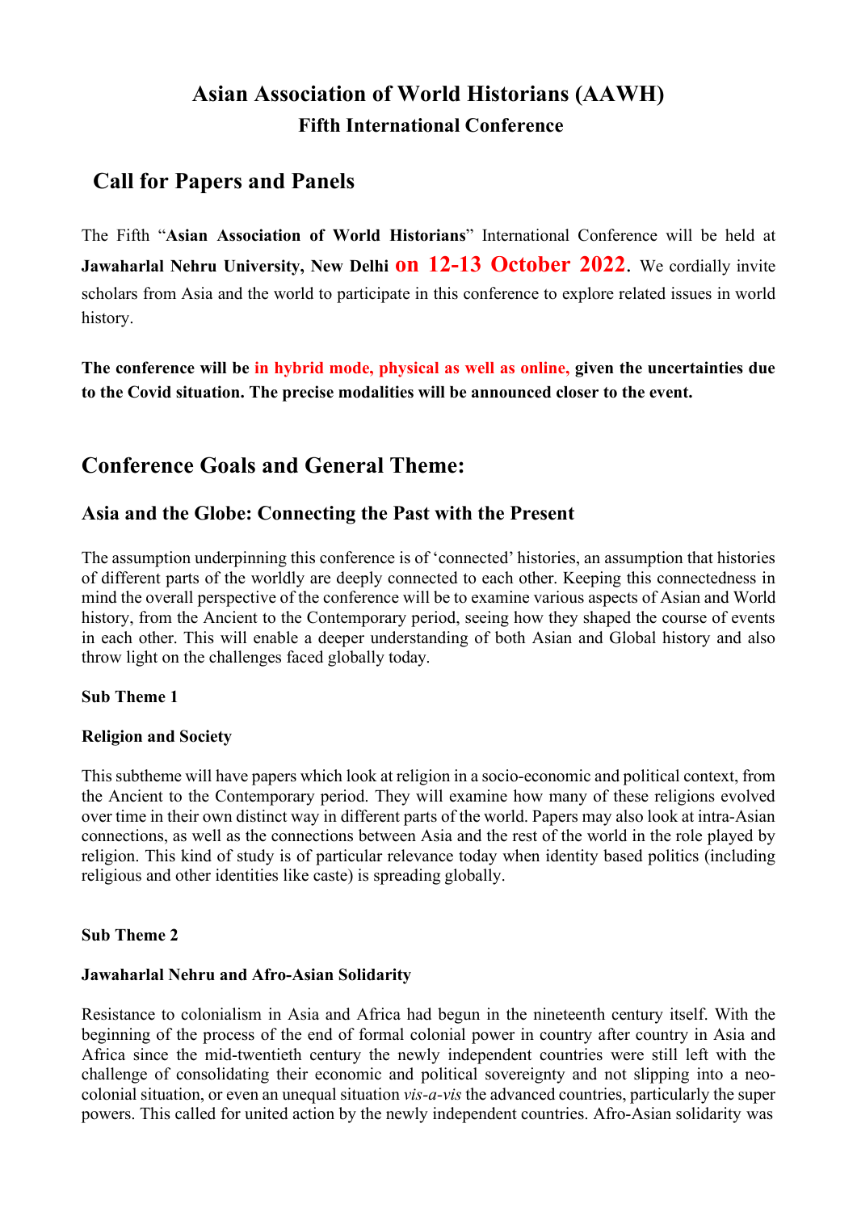# Asian Association of World Historians (AAWH)

## Fifth International Conference

## Call for Papers and Panels

The Fifth "**Asian Association of World Historians**" International Conference will be held at **Jawaharlal Nehru University, New Delhi** **on 12-13 October 2022**. We cordially invite scholars from Asia and the world to participate in this conference to explore related issues in world history.

**The conference will be in hybrid mode, physical as well as online, given the uncertainties due to the Covid situation. The precise modalities will be announced closer to the event.**

## Conference Goals and General Theme:

### Asia and the Globe: Connecting the Past with the Present

The assumption underpinning this conference is of 'connected' histories, an assumption that histories of different parts of the worldly are deeply connected to each other. Keeping this connectedness in mind the overall perspective of the conference will be to examine various aspects of Asian and World history, from the Ancient to the Contemporary period, seeing how they shaped the course of events in each other. This will enable a deeper understanding of both Asian and Global history and also throw light on the challenges faced globally today.

**Sub Theme 1**

**Religion and Society**

This subtheme will have papers which look at religion in a socio-economic and political context, from the Ancient to the Contemporary period. They will examine how many of these religions evolved over time in their own distinct way in different parts of the world. Papers may also look at intra-Asian connections, as well as the connections between Asia and the rest of the world in the role played by religion. This kind of study is of particular relevance today when identity based politics (including religious and other identities like caste) is spreading globally.

**Sub Theme 2**

**Jawaharlal Nehru and Afro-Asian Solidarity**

Resistance to colonialism in Asia and Africa had begun in the nineteenth century itself. With the beginning of the process of the end of formal colonial power in country after country in Asia and Africa since the mid-twentieth century the newly independent countries were still left with the challenge of consolidating their economic and political sovereignty and not slipping into a neo-colonial situation, or even an unequal situation *vis-a-vis* the advanced countries, particularly the super powers. This called for united action by the newly independent countries. Afro-Asian solidarity was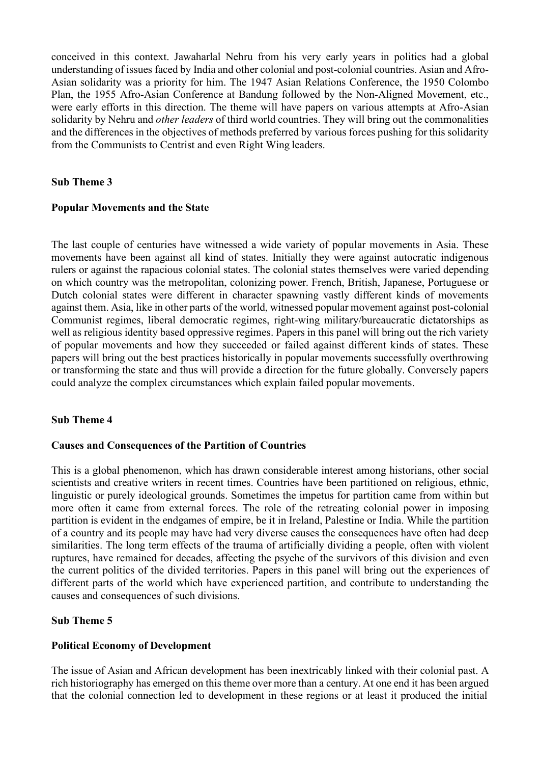conceived in this context. Jawaharlal Nehru from his very early years in politics had a global understanding of issues faced by India and other colonial and post-colonial countries. Asian and Afro-Asian solidarity was a priority for him. The 1947 Asian Relations Conference, the 1950 Colombo Plan, the 1955 Afro-Asian Conference at Bandung followed by the Non-Aligned Movement, etc., were early efforts in this direction. The theme will have papers on various attempts at Afro-Asian solidarity by Nehru and *other leaders* of third world countries. They will bring out the commonalities and the differences in the objectives of methods preferred by various forces pushing for this solidarity from the Communists to Centrist and even Right Wing leaders.

**Sub Theme 3**

**Popular Movements and the State**

The last couple of centuries have witnessed a wide variety of popular movements in Asia. These movements have been against all kind of states. Initially they were against autocratic indigenous rulers or against the rapacious colonial states. The colonial states themselves were varied depending on which country was the metropolitan, colonizing power. French, British, Japanese, Portuguese or Dutch colonial states were different in character spawning vastly different kinds of movements against them. Asia, like in other parts of the world, witnessed popular movement against post-colonial Communist regimes, liberal democratic regimes, right-wing military/bureaucratic dictatorships as well as religious identity based oppressive regimes. Papers in this panel will bring out the rich variety of popular movements and how they succeeded or failed against different kinds of states. These papers will bring out the best practices historically in popular movements successfully overthrowing or transforming the state and thus will provide a direction for the future globally. Conversely papers could analyze the complex circumstances which explain failed popular movements.

**Sub Theme 4**

**Causes and Consequences of the Partition of Countries**

This is a global phenomenon, which has drawn considerable interest among historians, other social scientists and creative writers in recent times. Countries have been partitioned on religious, ethnic, linguistic or purely ideological grounds. Sometimes the impetus for partition came from within but more often it came from external forces. The role of the retreating colonial power in imposing partition is evident in the endgames of empire, be it in Ireland, Palestine or India. While the partition of a country and its people may have had very diverse causes the consequences have often had deep similarities. The long term effects of the trauma of artificially dividing a people, often with violent ruptures, have remained for decades, affecting the psyche of the survivors of this division and even the current politics of the divided territories. Papers in this panel will bring out the experiences of different parts of the world which have experienced partition, and contribute to understanding the causes and consequences of such divisions.

**Sub Theme 5**

**Political Economy of Development**

The issue of Asian and African development has been inextricably linked with their colonial past. A rich historiography has emerged on this theme over more than a century. At one end it has been argued that the colonial connection led to development in these regions or at least it produced the initial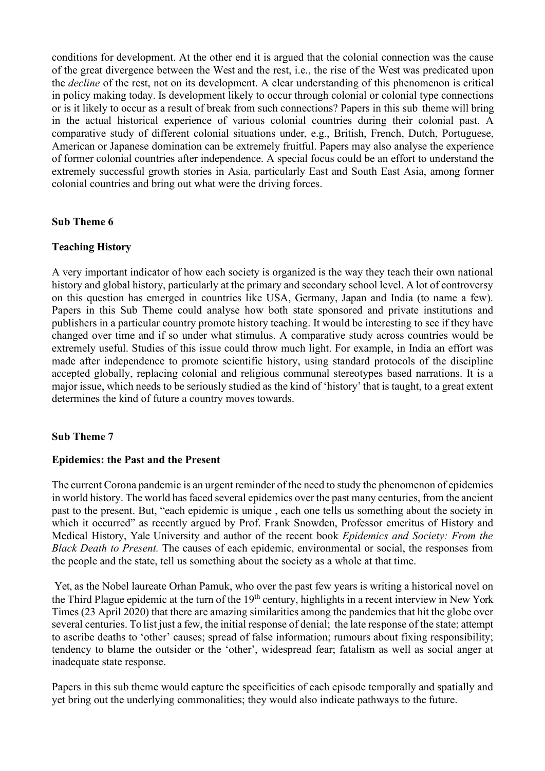conditions for development. At the other end it is argued that the colonial connection was the cause of the great divergence between the West and the rest, i.e., the rise of the West was predicated upon the *decline* of the rest, not on its development. A clear understanding of this phenomenon is critical in policy making today. Is development likely to occur through colonial or colonial type connections or is it likely to occur as a result of break from such connections? Papers in this sub theme will bring in the actual historical experience of various colonial countries during their colonial past. A comparative study of different colonial situations under, e.g., British, French, Dutch, Portuguese, American or Japanese domination can be extremely fruitful. Papers may also analyse the experience of former colonial countries after independence. A special focus could be an effort to understand the extremely successful growth stories in Asia, particularly East and South East Asia, among former colonial countries and bring out what were the driving forces.

**Sub Theme 6**

**Teaching History**

A very important indicator of how each society is organized is the way they teach their own national history and global history, particularly at the primary and secondary school level. A lot of controversy on this question has emerged in countries like USA, Germany, Japan and India (to name a few). Papers in this Sub Theme could analyse how both state sponsored and private institutions and publishers in a particular country promote history teaching. It would be interesting to see if they have changed over time and if so under what stimulus. A comparative study across countries would be extremely useful. Studies of this issue could throw much light. For example, in India an effort was made after independence to promote scientific history, using standard protocols of the discipline accepted globally, replacing colonial and religious communal stereotypes based narrations. It is a major issue, which needs to be seriously studied as the kind of 'history' that is taught, to a great extent determines the kind of future a country moves towards.

**Sub Theme 7**

**Epidemics: the Past and the Present**

The current Corona pandemic is an urgent reminder of the need to study the phenomenon of epidemics in world history. The world has faced several epidemics over the past many centuries, from the ancient past to the present. But, "each epidemic is unique , each one tells us something about the society in which it occurred" as recently argued by Prof. Frank Snowden, Professor emeritus of History and Medical History, Yale University and author of the recent book *Epidemics and Society: From the Black Death to Present.* The causes of each epidemic, environmental or social, the responses from the people and the state, tell us something about the society as a whole at that time.

Yet, as the Nobel laureate Orhan Pamuk, who over the past few years is writing a historical novel on the Third Plague epidemic at the turn of the 19th century, highlights in a recent interview in New York Times (23 April 2020) that there are amazing similarities among the pandemics that hit the globe over several centuries. To list just a few, the initial response of denial; the late response of the state; attempt to ascribe deaths to 'other' causes; spread of false information; rumours about fixing responsibility; tendency to blame the outsider or the 'other', widespread fear; fatalism as well as social anger at inadequate state response.

Papers in this sub theme would capture the specificities of each episode temporally and spatially and yet bring out the underlying commonalities; they would also indicate pathways to the future.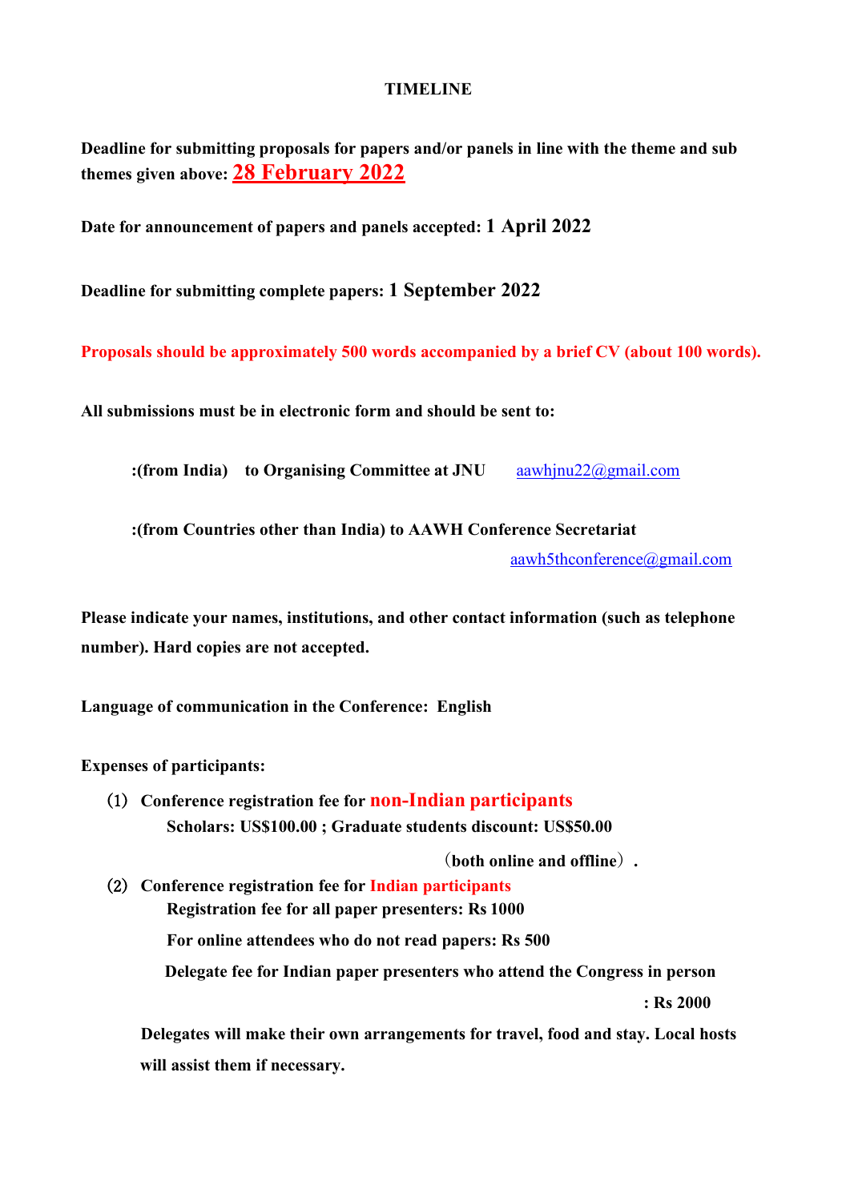## TIMELINE

**Deadline for submitting proposals for papers and/or panels in line with the theme and sub themes given above: 28 February 2022**

**Date for announcement of papers and panels accepted: 1 April 2022**

**Deadline for submitting complete papers: 1 September 2022**

**Proposals should be approximately 500 words accompanied by a brief CV (about 100 words).**

**All submissions must be in electronic form and should be sent to:**

**:(from India) to Organising Committee at JNU** aawhjnu22@gmail.com

**:(from Countries other than India) to AAWH Conference Secretariat** aawh5thconference@gmail.com

**Please indicate your names, institutions, and other contact information (such as telephone number). Hard copies are not accepted.**

**Language of communication in the Conference: English**

**Expenses of participants:**

(1) **Conference registration fee for non-Indian participants**
**Scholars: US$100.00 ; Graduate students discount: US$50.00 （both online and offline）.**

(2) **Conference registration fee for Indian participants**
**Registration fee for all paper presenters: Rs 1000**
**For online attendees who do not read papers: Rs 500**
**Delegate fee for Indian paper presenters who attend the Congress in person : Rs 2000**

**Delegates will make their own arrangements for travel, food and stay. Local hosts will assist them if necessary.**